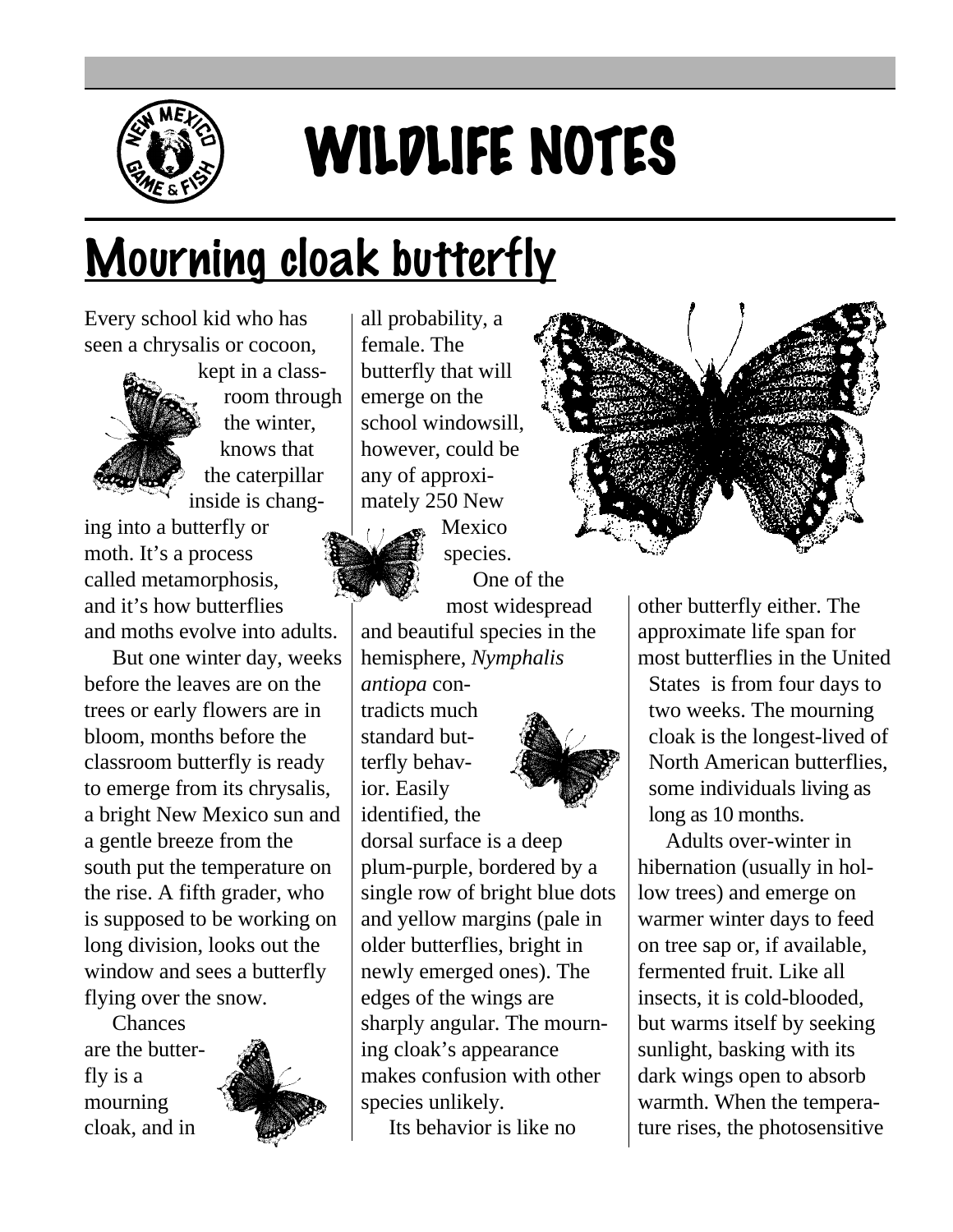# WILDLIFE NOTES

## Mourning cloak butterfly

Every school kid who has seen a chrysalis or cocoon, kept in a classroom through the winter, knows that the caterpillar inside is changing into a butterfly or moth. It's a process called metamorphosis, and it's how butterflies and moths evolve into adults.

But one winter day, weeks before the leaves are on the trees or early flowers are in bloom, months before the classroom butterfly is ready to emerge from its chrysalis, a bright New Mexico sun and a gentle breeze from the south put the temperature on the rise. A fifth grader, who is supposed to be working on long division, looks out the window and sees a butterfly flying over the snow.

Chances are the butterfly is a mourning cloak, and in all probability, a female. The butterfly that will emerge on the school windowsill, however, could be any of approximately 250 New Mexico species.

One of the most widespread and beautiful species in the hemisphere, *Nymphalis antiopa* contradicts much standard butterfly behavior. Easily identified, the dorsal surface is a deep plum-purple, bordered by a single row of bright blue dots and yellow margins (pale in older butterflies, bright in newly emerged ones). The edges of the wings are sharply angular. The mourning cloak's appearance makes confusion with other species unlikely.

Its behavior is like no other butterfly either. The approximate life span for most butterflies in the United States is from four days to two weeks. The mourning cloak is the longest-lived of North American butterflies, some individuals living as long as 10 months.

Adults over-winter in hibernation (usually in hollow trees) and emerge on warmer winter days to feed on tree sap or, if available, fermented fruit. Like all insects, it is cold-blooded, but warms itself by seeking sunlight, basking with its dark wings open to absorb warmth. When the temperature rises, the photosensitive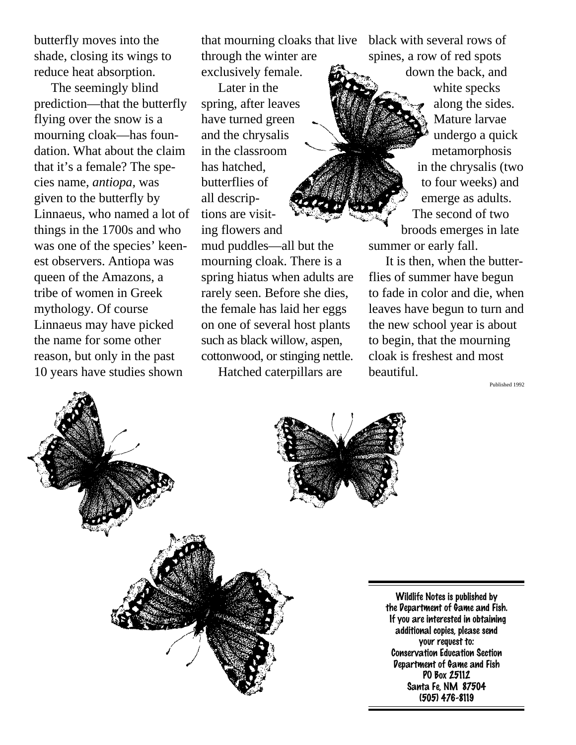butterfly moves into the shade, closing its wings to reduce heat absorption.

The seemingly blind prediction—that the butterfly flying over the snow is a mourning cloak—has foundation. What about the claim that it's a female? The species name, *antiopa*, was given to the butterfly by Linnaeus, who named a lot of things in the 1700s and who was one of the species' keenest observers. Antiopa was queen of the Amazons, a tribe of women in Greek mythology. Of course Linnaeus may have picked the name for some other reason, but only in the past 10 years have studies shown that mourning cloaks that live through the winter are exclusively female.

Later in the spring, after leaves have turned green and the chrysalis in the classroom has hatched, butterflies of all descriptions are visiting flowers and mud puddles—all but the mourning cloak. There is a spring hiatus when adults are rarely seen. Before she dies, the female has laid her eggs on one of several host plants such as black willow, aspen, cottonwood, or stinging nettle.

Hatched caterpillars are black with several rows of spines, a row of red spots down the back, and white specks along the sides. Mature larvae undergo a quick metamorphosis in the chrysalis (two to four weeks) and emerge as adults. The second of two broods emerges in late summer or early fall.

It is then, when the butterflies of summer have begun to fade in color and die, when leaves have begun to turn and the new school year is about to begin, that the mourning cloak is freshest and most beautiful.

Published 1992

Wildlife Notes is published by the Department of Game and Fish. If you are interested in obtaining additional copies, please send your request to:
Conservation Education Section
Department of Game and Fish
PO Box 25112
Santa Fe, NM 87504
(505) 476-8119